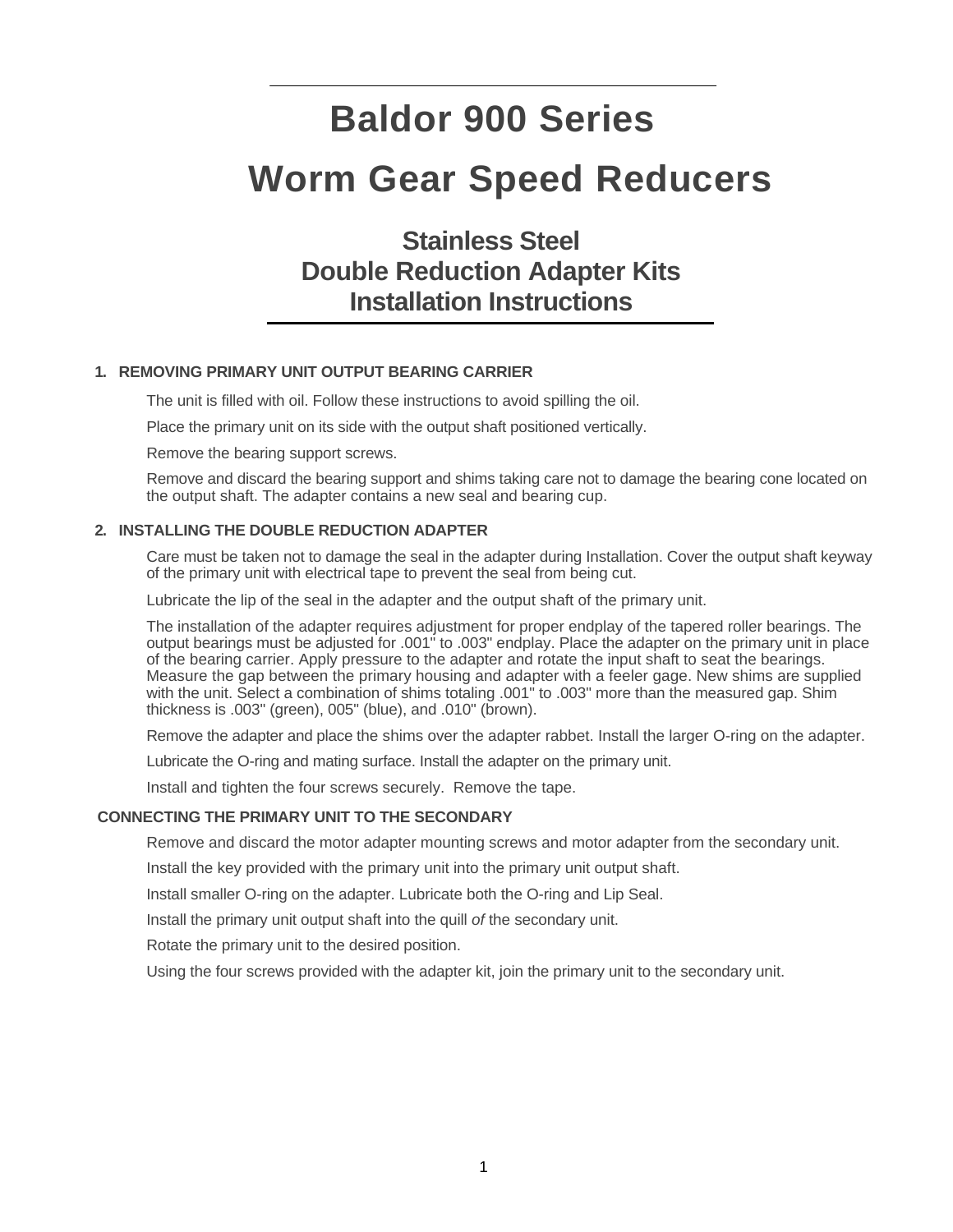# Baldor 900 Series

# Worm Gear Speed Reducers

## Stainless Steel
## Double Reduction Adapter Kits
## Installation Instructions

### 1. REMOVING PRIMARY UNIT OUTPUT BEARING CARRIER

The unit is filled with oil. Follow these instructions to avoid spilling the oil.

Place the primary unit on its side with the output shaft positioned vertically.

Remove the bearing support screws.

Remove and discard the bearing support and shims taking care not to damage the bearing cone located on the output shaft. The adapter contains a new seal and bearing cup.

### 2. INSTALLING THE DOUBLE REDUCTION ADAPTER

Care must be taken not to damage the seal in the adapter during Installation. Cover the output shaft keyway of the primary unit with electrical tape to prevent the seal from being cut.

Lubricate the lip of the seal in the adapter and the output shaft of the primary unit.

The installation of the adapter requires adjustment for proper endplay of the tapered roller bearings. The output bearings must be adjusted for .001" to .003" endplay. Place the adapter on the primary unit in place of the bearing carrier. Apply pressure to the adapter and rotate the input shaft to seat the bearings. Measure the gap between the primary housing and adapter with a feeler gage. New shims are supplied with the unit. Select a combination of shims totaling .001" to .003" more than the measured gap. Shim thickness is .003" (green), 005" (blue), and .010" (brown).

Remove the adapter and place the shims over the adapter rabbet. Install the larger O-ring on the adapter.

Lubricate the O-ring and mating surface. Install the adapter on the primary unit.

Install and tighten the four screws securely. Remove the tape.

### CONNECTING THE PRIMARY UNIT TO THE SECONDARY

Remove and discard the motor adapter mounting screws and motor adapter from the secondary unit.

Install the key provided with the primary unit into the primary unit output shaft.

Install smaller O-ring on the adapter. Lubricate both the O-ring and Lip Seal.

Install the primary unit output shaft into the quill *of* the secondary unit.

Rotate the primary unit to the desired position.

Using the four screws provided with the adapter kit, join the primary unit to the secondary unit.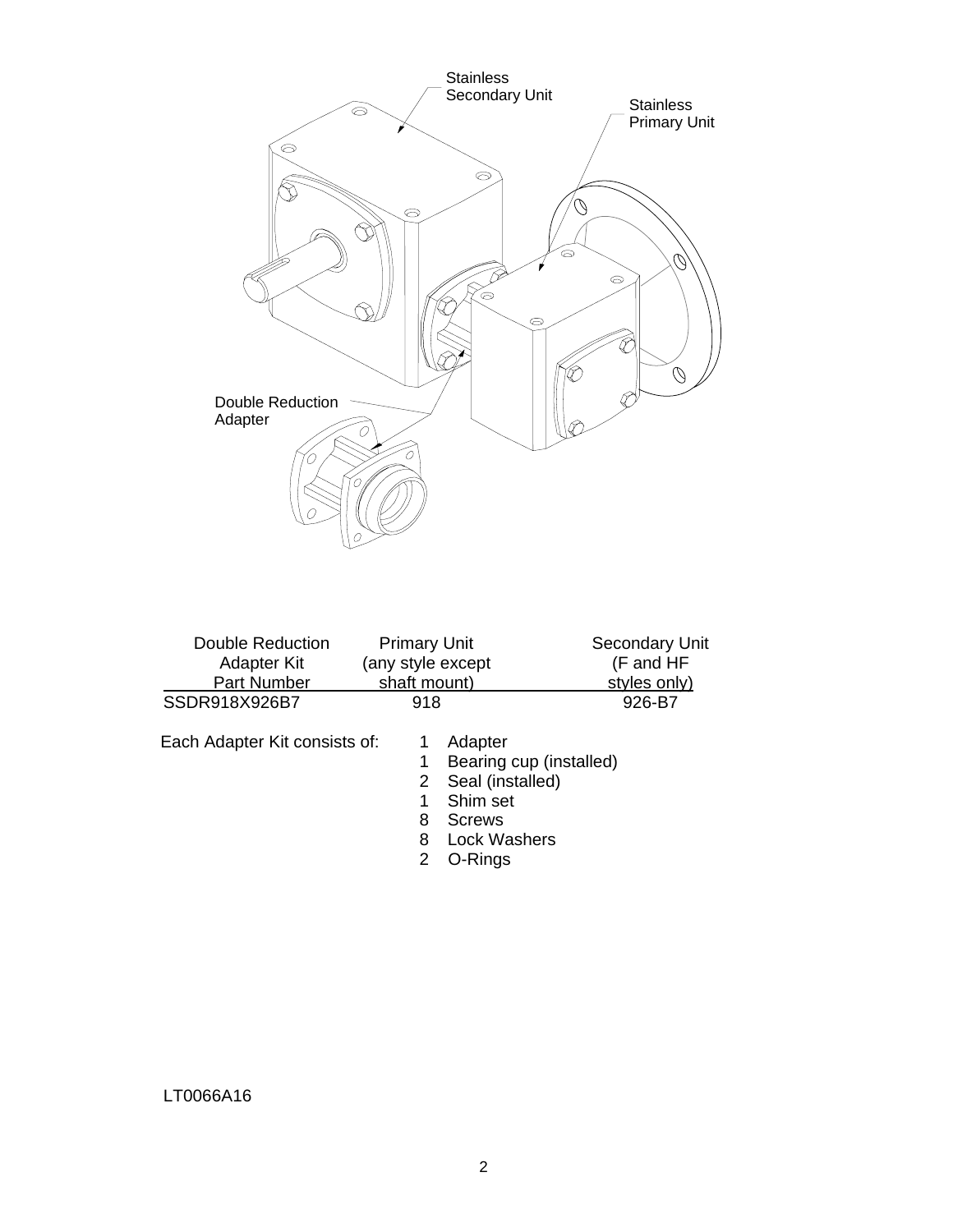Stainless Secondary Unit

Stainless Primary Unit

Double Reduction Adapter

| Double Reduction Adapter Kit Part Number | Primary Unit (any style except shaft mount) | Secondary Unit (F and HF styles only) |
| --- | --- | --- |
| SSDR918X926B7 | 918 | 926-B7 |

Each Adapter Kit consists of:

- 1 Adapter
- 1 Bearing cup (installed)
- 2 Seal (installed)
- 1 Shim set
- 8 Screws
- 8 Lock Washers
- 2 O-Rings

LT0066A16